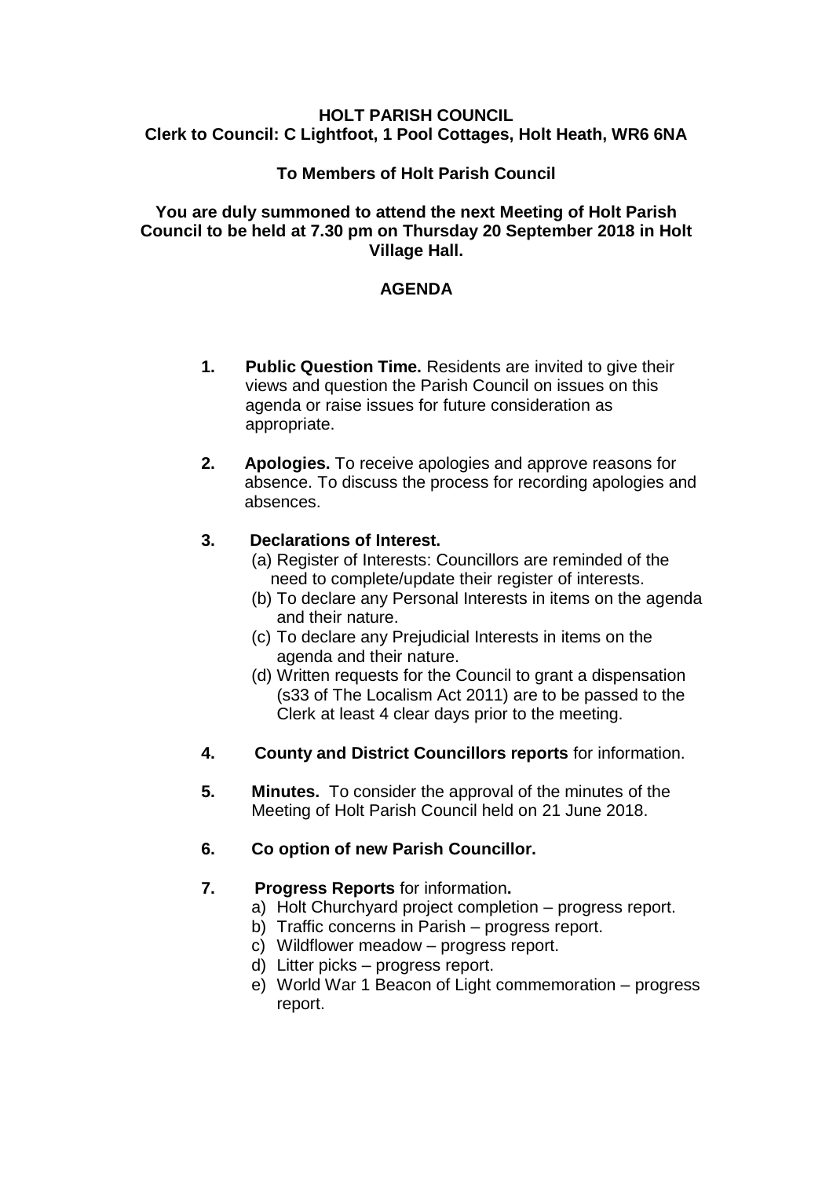**HOLT PARISH COUNCIL**
**Clerk to Council: C Lightfoot, 1 Pool Cottages, Holt Heath, WR6 6NA**

**To Members of Holt Parish Council**

**You are duly summoned to attend the next Meeting of Holt Parish Council to be held at 7.30 pm on Thursday 20 September 2018 in Holt Village Hall.**

## AGENDA

1. **Public Question Time.** Residents are invited to give their views and question the Parish Council on issues on this agenda or raise issues for future consideration as appropriate.

2. **Apologies.** To receive apologies and approve reasons for absence. To discuss the process for recording apologies and absences.

3. **Declarations of Interest.**
   (a) Register of Interests: Councillors are reminded of the need to complete/update their register of interests.
   (b) To declare any Personal Interests in items on the agenda and their nature.
   (c) To declare any Prejudicial Interests in items on the agenda and their nature.
   (d) Written requests for the Council to grant a dispensation (s33 of The Localism Act 2011) are to be passed to the Clerk at least 4 clear days prior to the meeting.

4. **County and District Councillors reports** for information.

5. **Minutes.** To consider the approval of the minutes of the Meeting of Holt Parish Council held on 21 June 2018.

6. **Co option of new Parish Councillor.**

7. **Progress Reports** for information**.**
   a) Holt Churchyard project completion – progress report.
   b) Traffic concerns in Parish – progress report.
   c) Wildflower meadow – progress report.
   d) Litter picks – progress report.
   e) World War 1 Beacon of Light commemoration – progress report.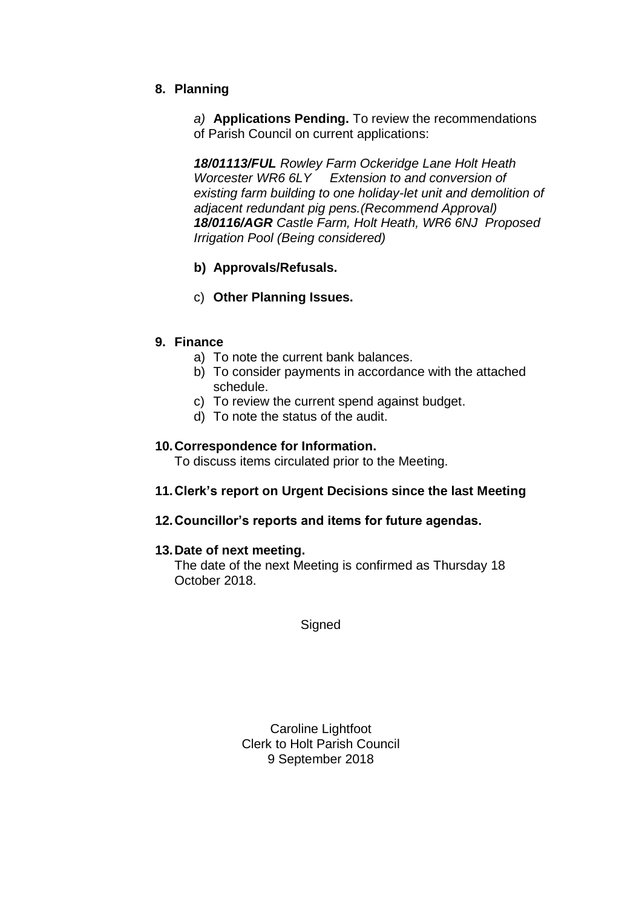8. **Planning**

   *a)* **Applications Pending.** To review the recommendations of Parish Council on current applications:

   ***18/01113/FUL*** *Rowley Farm Ockeridge Lane Holt Heath Worcester WR6 6LY Extension to and conversion of existing farm building to one holiday-let unit and demolition of adjacent redundant pig pens.(Recommend Approval)*
   ***18/0116/AGR*** *Castle Farm, Holt Heath, WR6 6NJ Proposed Irrigation Pool (Being considered)*

   **b) Approvals/Refusals.**

   c) **Other Planning Issues.**

9. **Finance**
   a) To note the current bank balances.
   b) To consider payments in accordance with the attached schedule.
   c) To review the current spend against budget.
   d) To note the status of the audit.

10. **Correspondence for Information.**
    To discuss items circulated prior to the Meeting.

11. **Clerk's report on Urgent Decisions since the last Meeting**

12. **Councillor's reports and items for future agendas.**

13. **Date of next meeting.**
    The date of the next Meeting is confirmed as Thursday 18 October 2018.

Signed

Caroline Lightfoot
Clerk to Holt Parish Council
9 September 2018